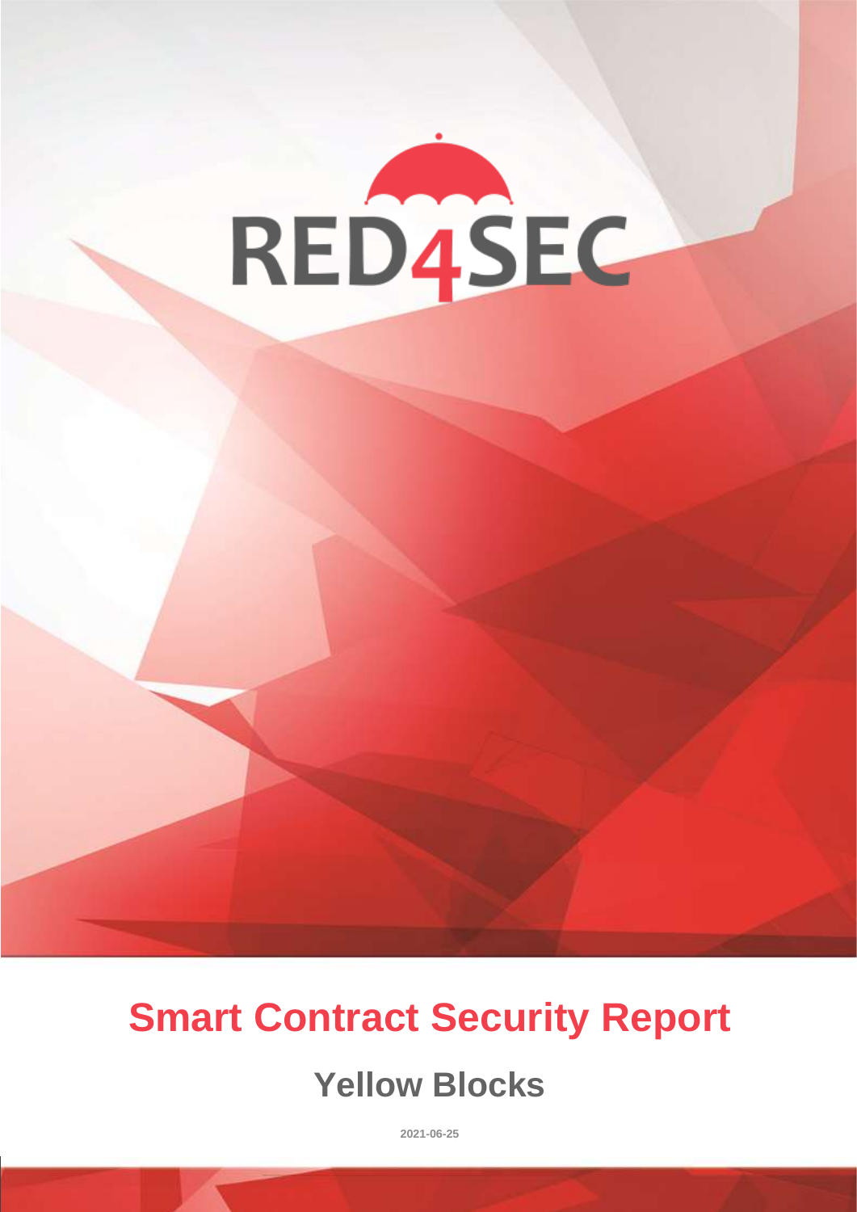RED4SEC

# Smart Contract Security Report

## Yellow Blocks

2021-06-25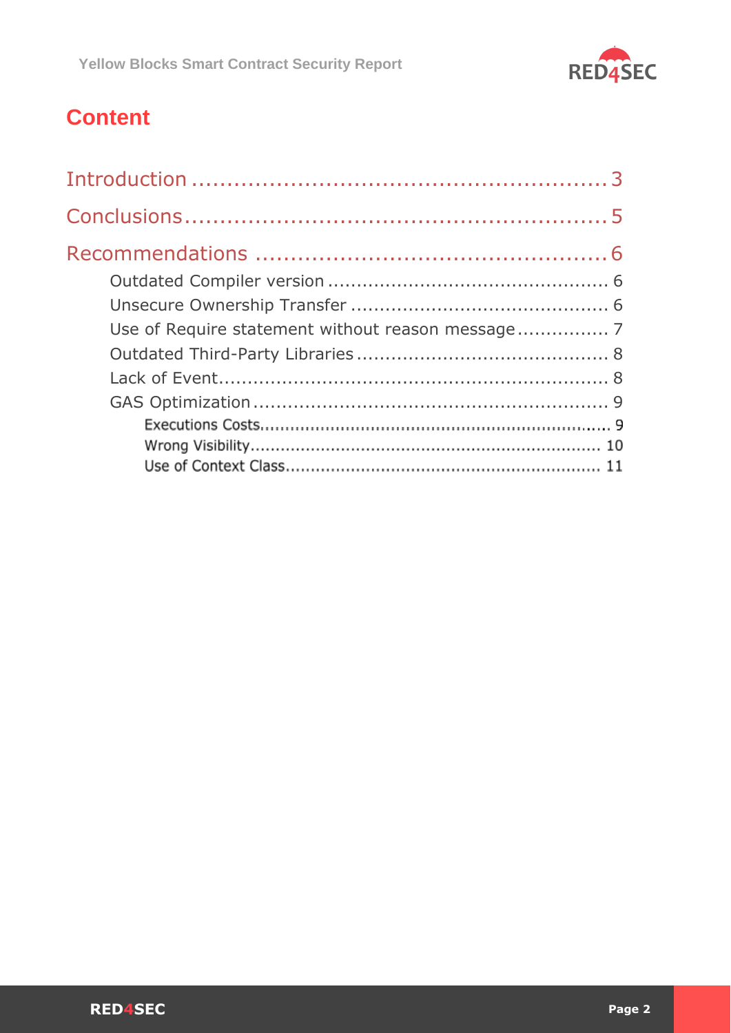# Content

- Introduction ........................................................ 3
- Conclusions ........................................................ 5
- Recommendations ................................................ 6
  - Outdated Compiler version ................................................ 6
  - Unsecure Ownership Transfer ............................................ 6
  - Use of Require statement without reason message ................ 7
  - Outdated Third-Party Libraries ............................................ 8
  - Lack of Event .................................................................. 8
  - GAS Optimization ............................................................ 9
    - Executions Costs ........................................................... 9
    - Wrong Visibility ........................................................... 10
    - Use of Context Class ..................................................... 11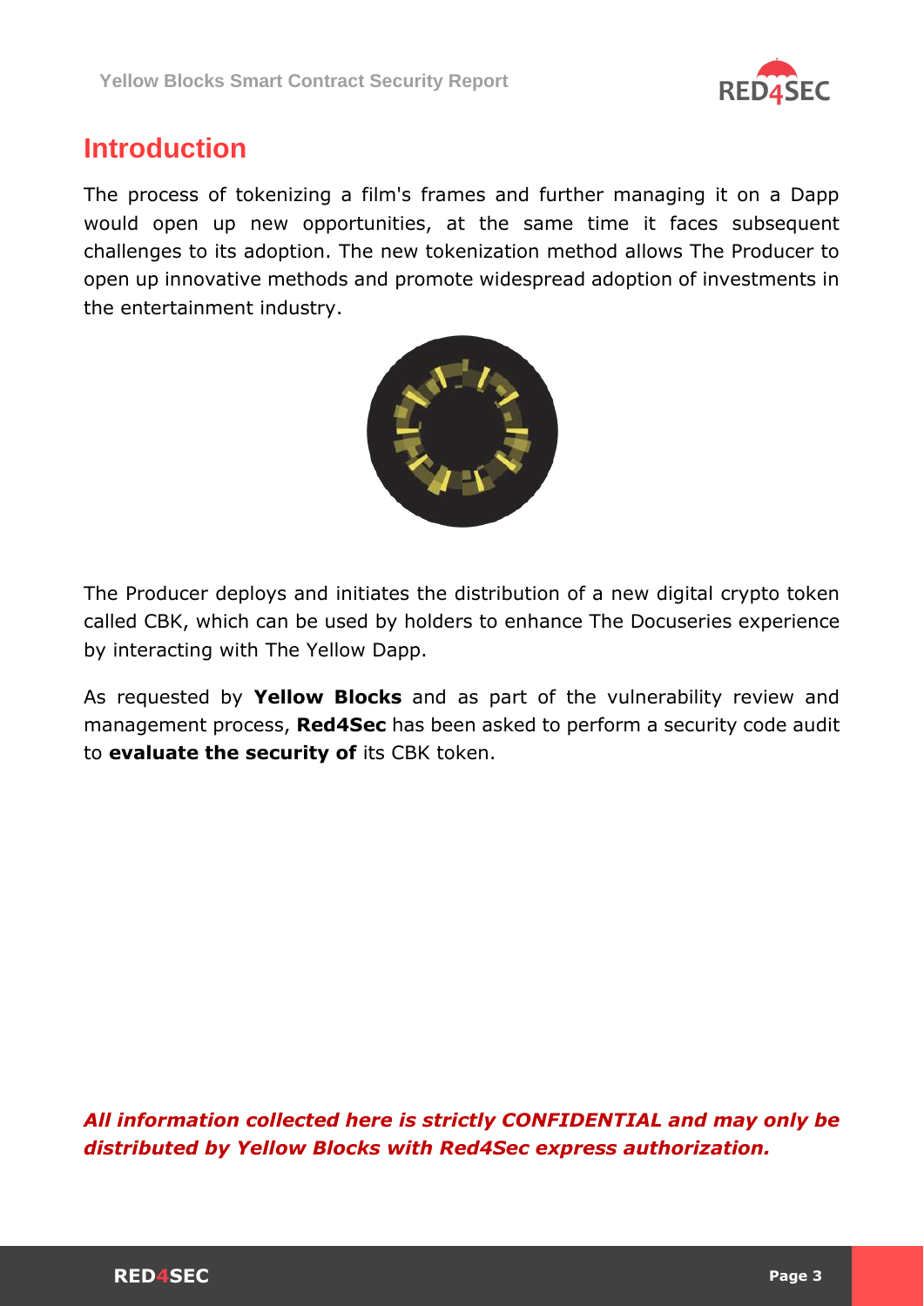# Introduction

The process of tokenizing a film's frames and further managing it on a Dapp would open up new opportunities, at the same time it faces subsequent challenges to its adoption. The new tokenization method allows The Producer to open up innovative methods and promote widespread adoption of investments in the entertainment industry.

The Producer deploys and initiates the distribution of a new digital crypto token called CBK, which can be used by holders to enhance The Docuseries experience by interacting with The Yellow Dapp.

As requested by **Yellow Blocks** and as part of the vulnerability review and management process, **Red4Sec** has been asked to perform a security code audit to **evaluate the security of** its CBK token.

***All information collected here is strictly CONFIDENTIAL and may only be distributed by Yellow Blocks with Red4Sec express authorization.***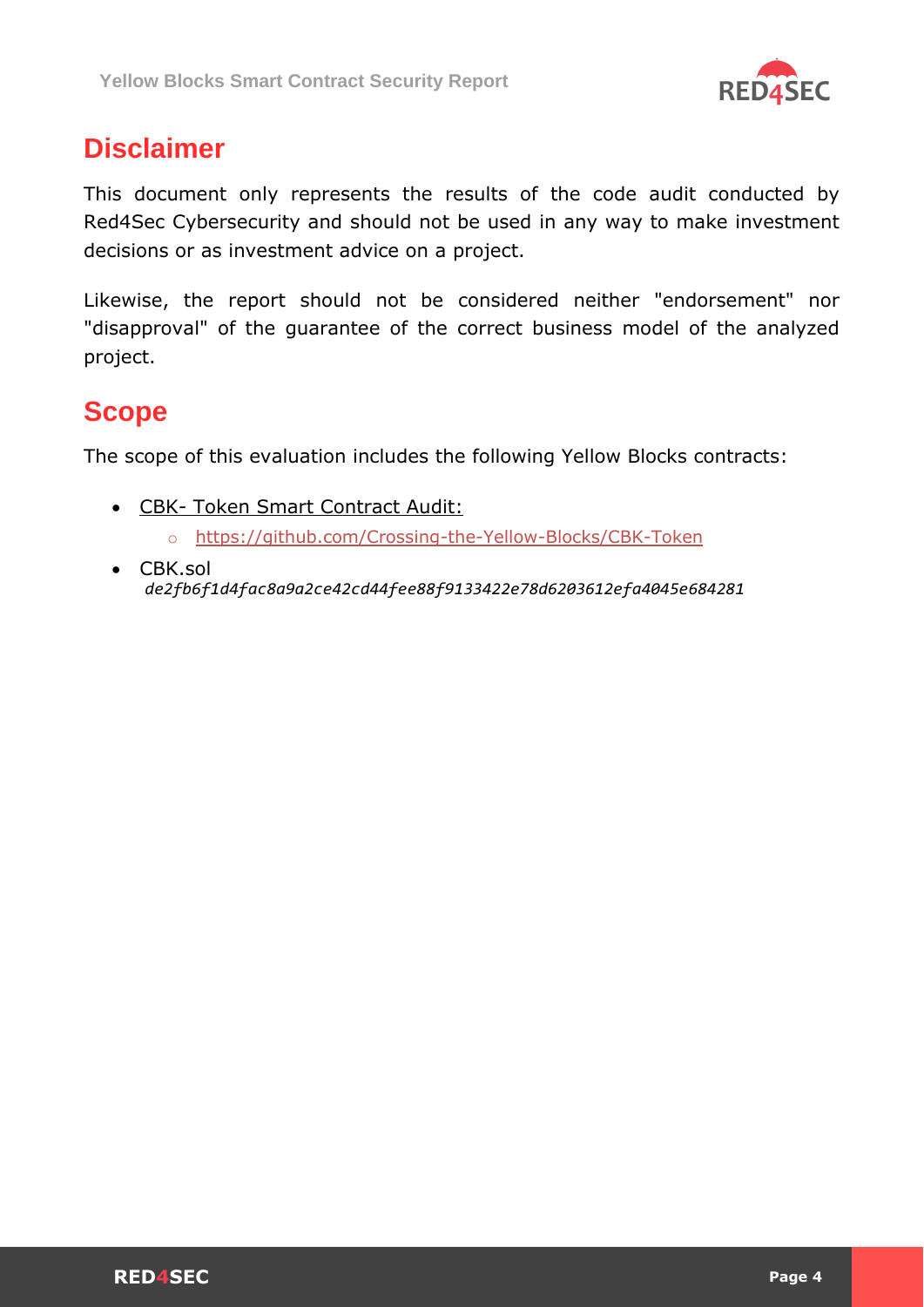## Disclaimer

This document only represents the results of the code audit conducted by Red4Sec Cybersecurity and should not be used in any way to make investment decisions or as investment advice on a project.

Likewise, the report should not be considered neither "endorsement" nor "disapproval" of the guarantee of the correct business model of the analyzed project.

## Scope

The scope of this evaluation includes the following Yellow Blocks contracts:

- CBK- Token Smart Contract Audit:
    - https://github.com/Crossing-the-Yellow-Blocks/CBK-Token
- CBK.sol
  *de2fb6f1d4fac8a9a2ce42cd44fee88f9133422e78d6203612efa4045e684281*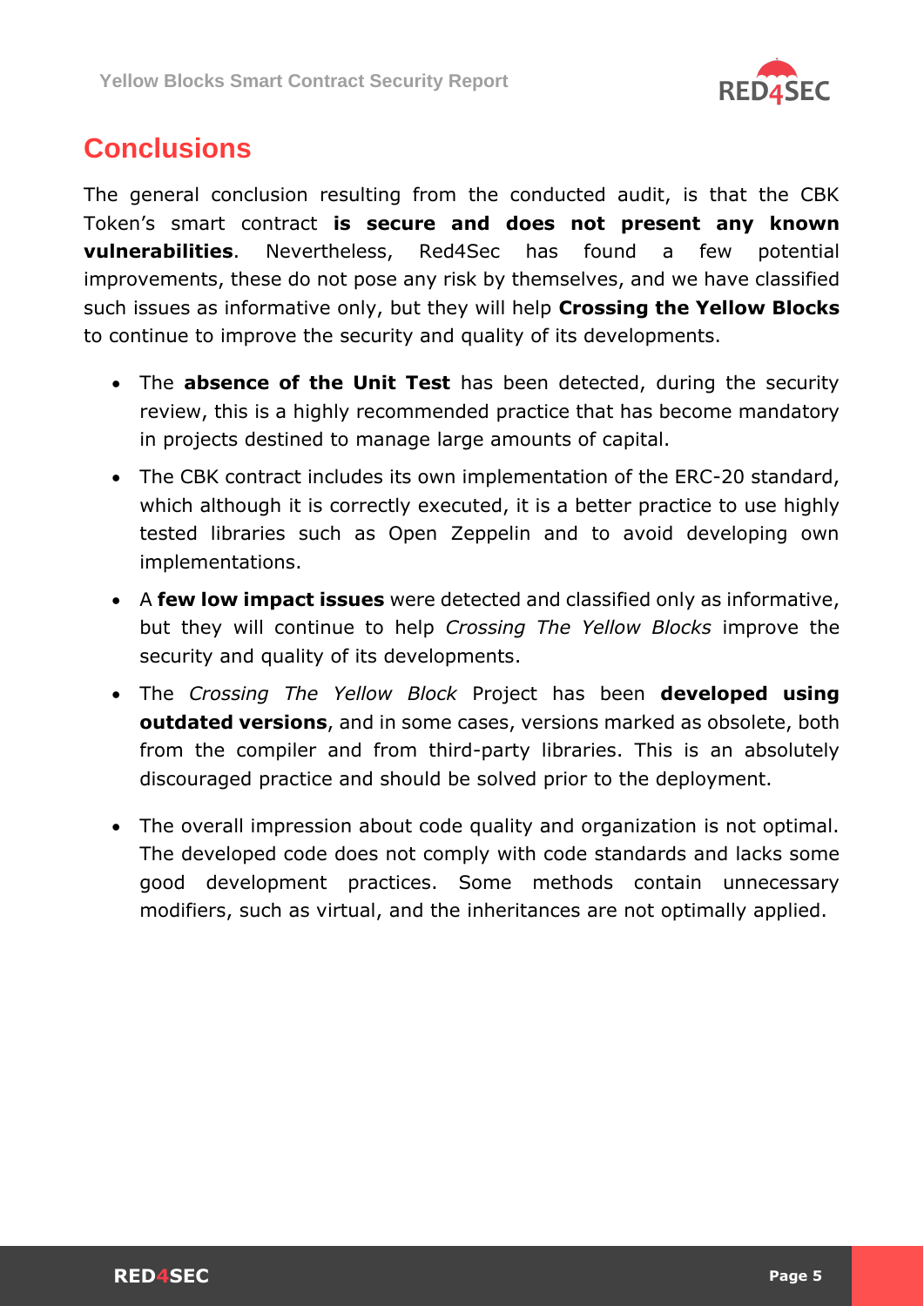# Conclusions

The general conclusion resulting from the conducted audit, is that the CBK Token's smart contract **is secure and does not present any known vulnerabilities**. Nevertheless, Red4Sec has found a few potential improvements, these do not pose any risk by themselves, and we have classified such issues as informative only, but they will help **Crossing the Yellow Blocks** to continue to improve the security and quality of its developments.

- The **absence of the Unit Test** has been detected, during the security review, this is a highly recommended practice that has become mandatory in projects destined to manage large amounts of capital.
- The CBK contract includes its own implementation of the ERC-20 standard, which although it is correctly executed, it is a better practice to use highly tested libraries such as Open Zeppelin and to avoid developing own implementations.
- A **few low impact issues** were detected and classified only as informative, but they will continue to help *Crossing The Yellow Blocks* improve the security and quality of its developments.
- The *Crossing The Yellow Block* Project has been **developed using outdated versions**, and in some cases, versions marked as obsolete, both from the compiler and from third-party libraries. This is an absolutely discouraged practice and should be solved prior to the deployment.
- The overall impression about code quality and organization is not optimal. The developed code does not comply with code standards and lacks some good development practices. Some methods contain unnecessary modifiers, such as virtual, and the inheritances are not optimally applied.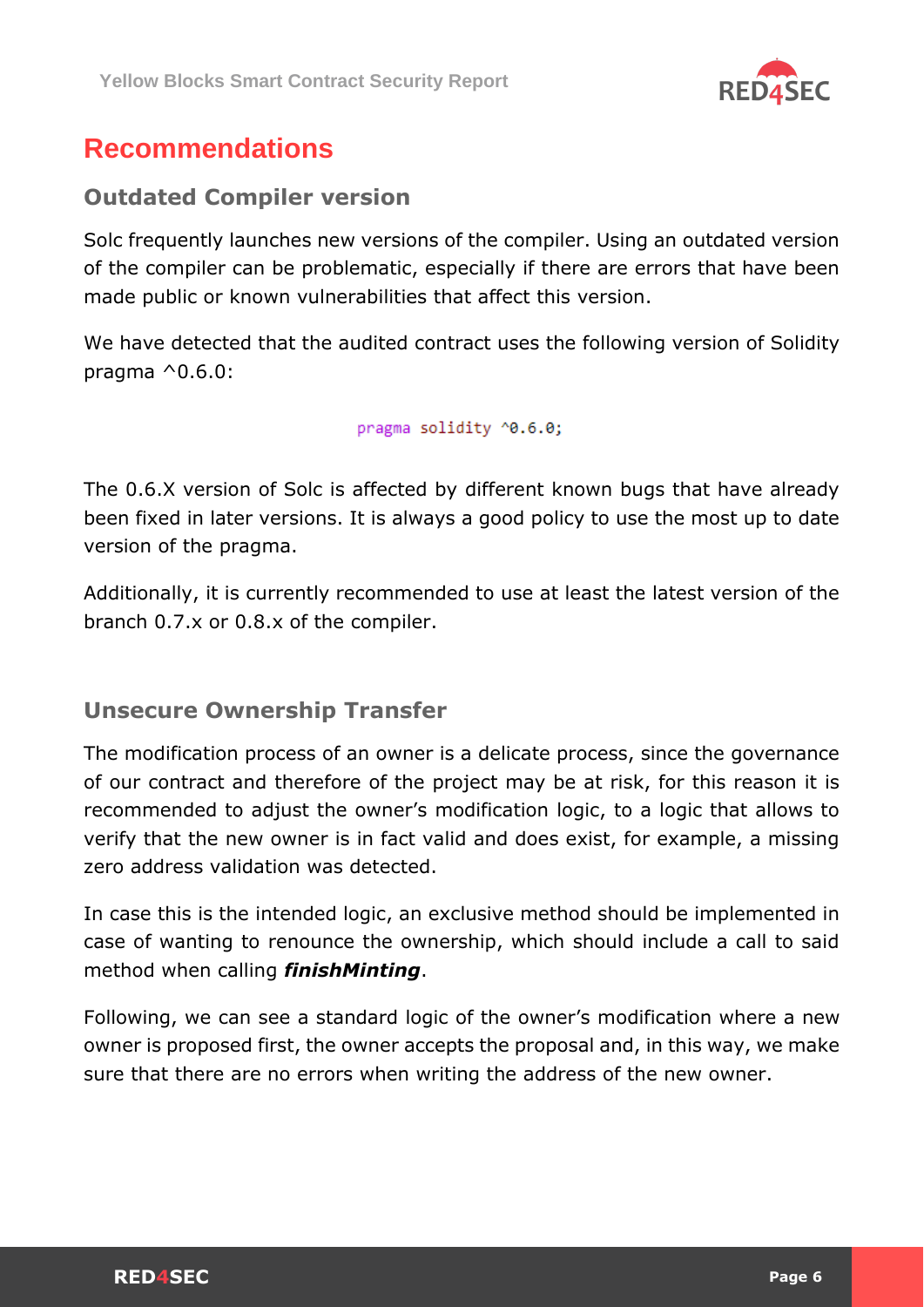# Recommendations

## Outdated Compiler version

Solc frequently launches new versions of the compiler. Using an outdated version of the compiler can be problematic, especially if there are errors that have been made public or known vulnerabilities that affect this version.

We have detected that the audited contract uses the following version of Solidity pragma ^0.6.0:

```
pragma solidity ^0.6.0;
```

The 0.6.X version of Solc is affected by different known bugs that have already been fixed in later versions. It is always a good policy to use the most up to date version of the pragma.

Additionally, it is currently recommended to use at least the latest version of the branch 0.7.x or 0.8.x of the compiler.

## Unsecure Ownership Transfer

The modification process of an owner is a delicate process, since the governance of our contract and therefore of the project may be at risk, for this reason it is recommended to adjust the owner's modification logic, to a logic that allows to verify that the new owner is in fact valid and does exist, for example, a missing zero address validation was detected.

In case this is the intended logic, an exclusive method should be implemented in case of wanting to renounce the ownership, which should include a call to said method when calling ***finishMinting***.

Following, we can see a standard logic of the owner's modification where a new owner is proposed first, the owner accepts the proposal and, in this way, we make sure that there are no errors when writing the address of the new owner.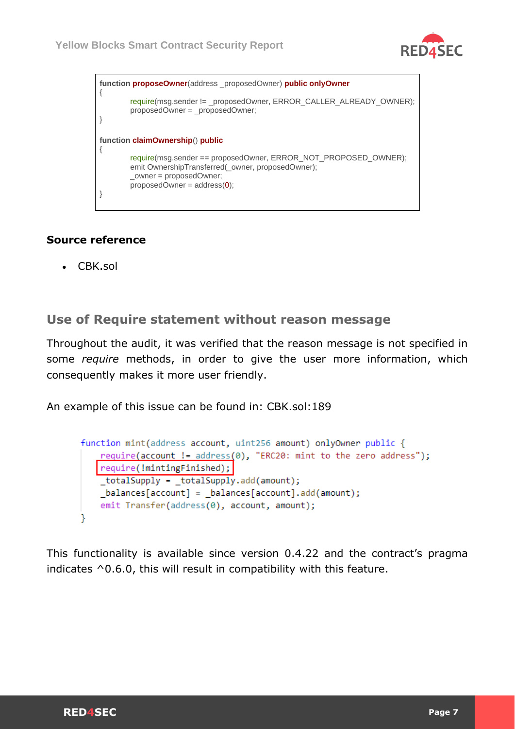```
function proposeOwner(address _proposedOwner) public onlyOwner
{
        require(msg.sender != _proposedOwner, ERROR_CALLER_ALREADY_OWNER);
        proposedOwner = _proposedOwner;
}

function claimOwnership() public
{
        require(msg.sender == proposedOwner, ERROR_NOT_PROPOSED_OWNER);
        emit OwnershipTransferred(_owner, proposedOwner);
        _owner = proposedOwner;
        proposedOwner = address(0);
}
```

**Source reference**

- CBK.sol

## Use of Require statement without reason message

Throughout the audit, it was verified that the reason message is not specified in some *require* methods, in order to give the user more information, which consequently makes it more user friendly.

An example of this issue can be found in: CBK.sol:189

```
function mint(address account, uint256 amount) onlyOwner public {
    require(account != address(0), "ERC20: mint to the zero address");
    require(!mintingFinished);
    _totalSupply = _totalSupply.add(amount);
    _balances[account] = _balances[account].add(amount);
    emit Transfer(address(0), account, amount);
}
```

This functionality is available since version 0.4.22 and the contract's pragma indicates ^0.6.0, this will result in compatibility with this feature.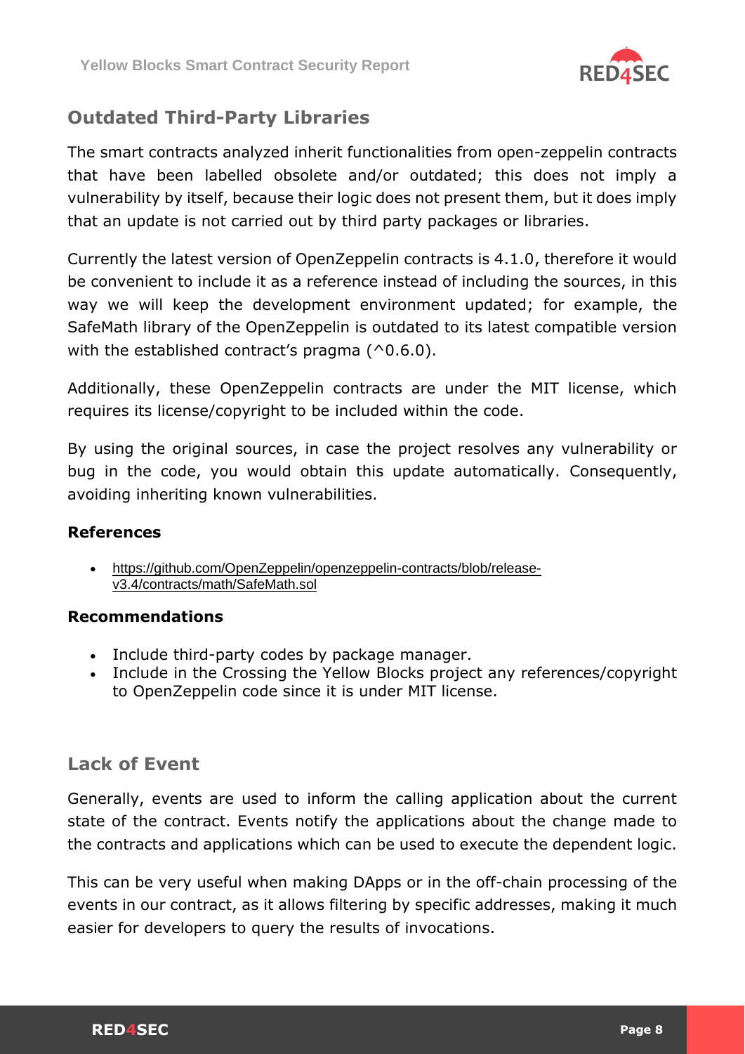## Outdated Third-Party Libraries

The smart contracts analyzed inherit functionalities from open-zeppelin contracts that have been labelled obsolete and/or outdated; this does not imply a vulnerability by itself, because their logic does not present them, but it does imply that an update is not carried out by third party packages or libraries.

Currently the latest version of OpenZeppelin contracts is 4.1.0, therefore it would be convenient to include it as a reference instead of including the sources, in this way we will keep the development environment updated; for example, the SafeMath library of the OpenZeppelin is outdated to its latest compatible version with the established contract's pragma (^0.6.0).

Additionally, these OpenZeppelin contracts are under the MIT license, which requires its license/copyright to be included within the code.

By using the original sources, in case the project resolves any vulnerability or bug in the code, you would obtain this update automatically. Consequently, avoiding inheriting known vulnerabilities.

#### References

- https://github.com/OpenZeppelin/openzeppelin-contracts/blob/release-v3.4/contracts/math/SafeMath.sol

#### Recommendations

- Include third-party codes by package manager.
- Include in the Crossing the Yellow Blocks project any references/copyright to OpenZeppelin code since it is under MIT license.

## Lack of Event

Generally, events are used to inform the calling application about the current state of the contract. Events notify the applications about the change made to the contracts and applications which can be used to execute the dependent logic.

This can be very useful when making DApps or in the off-chain processing of the events in our contract, as it allows filtering by specific addresses, making it much easier for developers to query the results of invocations.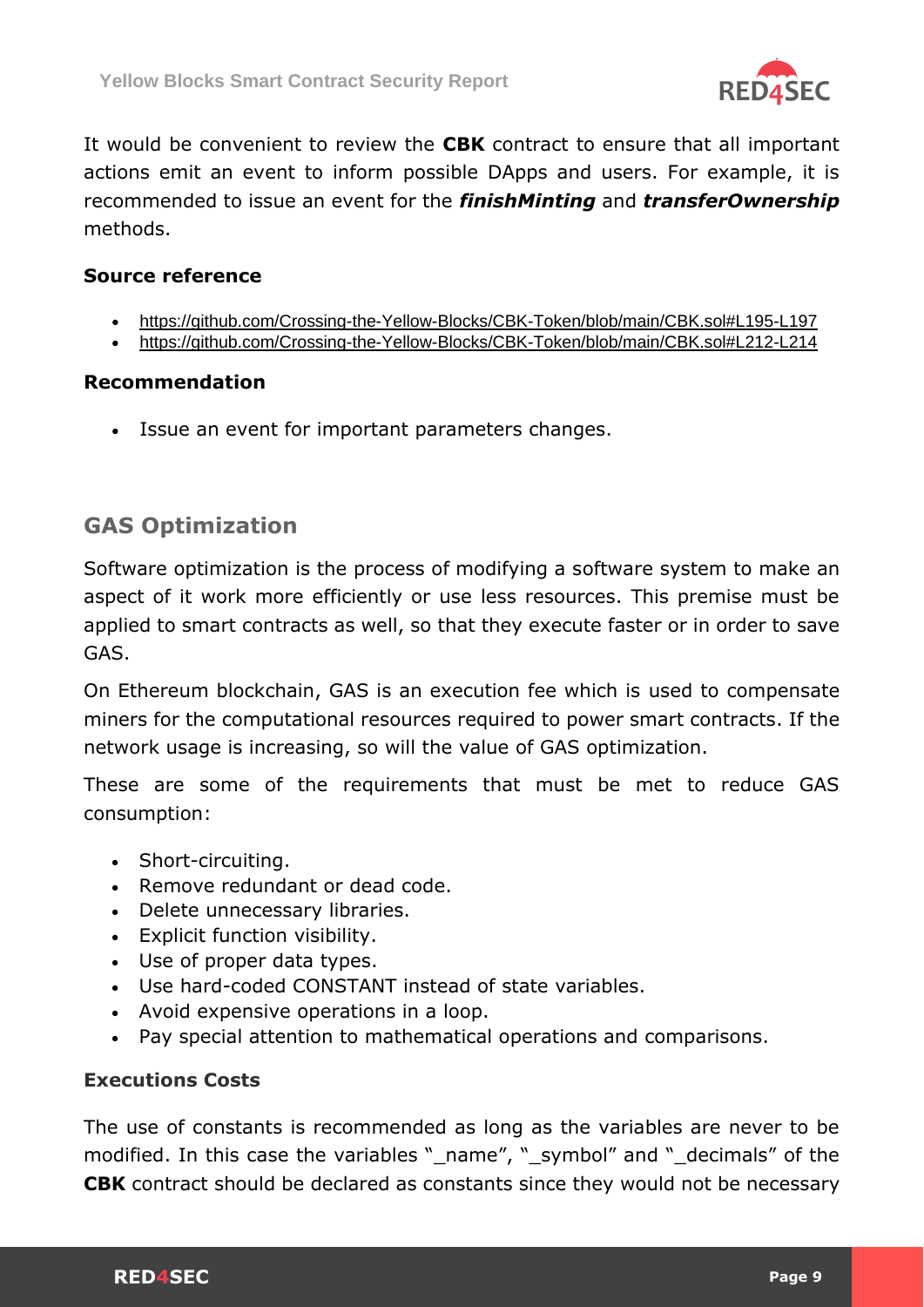It would be convenient to review the **CBK** contract to ensure that all important actions emit an event to inform possible DApps and users. For example, it is recommended to issue an event for the ***finishMinting*** and ***transferOwnership*** methods.

#### Source reference

- https://github.com/Crossing-the-Yellow-Blocks/CBK-Token/blob/main/CBK.sol#L195-L197
- https://github.com/Crossing-the-Yellow-Blocks/CBK-Token/blob/main/CBK.sol#L212-L214

#### Recommendation

- Issue an event for important parameters changes.

## GAS Optimization

Software optimization is the process of modifying a software system to make an aspect of it work more efficiently or use less resources. This premise must be applied to smart contracts as well, so that they execute faster or in order to save GAS.

On Ethereum blockchain, GAS is an execution fee which is used to compensate miners for the computational resources required to power smart contracts. If the network usage is increasing, so will the value of GAS optimization.

These are some of the requirements that must be met to reduce GAS consumption:

- Short-circuiting.
- Remove redundant or dead code.
- Delete unnecessary libraries.
- Explicit function visibility.
- Use of proper data types.
- Use hard-coded CONSTANT instead of state variables.
- Avoid expensive operations in a loop.
- Pay special attention to mathematical operations and comparisons.

#### Executions Costs

The use of constants is recommended as long as the variables are never to be modified. In this case the variables "_name", "_symbol" and "_decimals" of the **CBK** contract should be declared as constants since they would not be necessary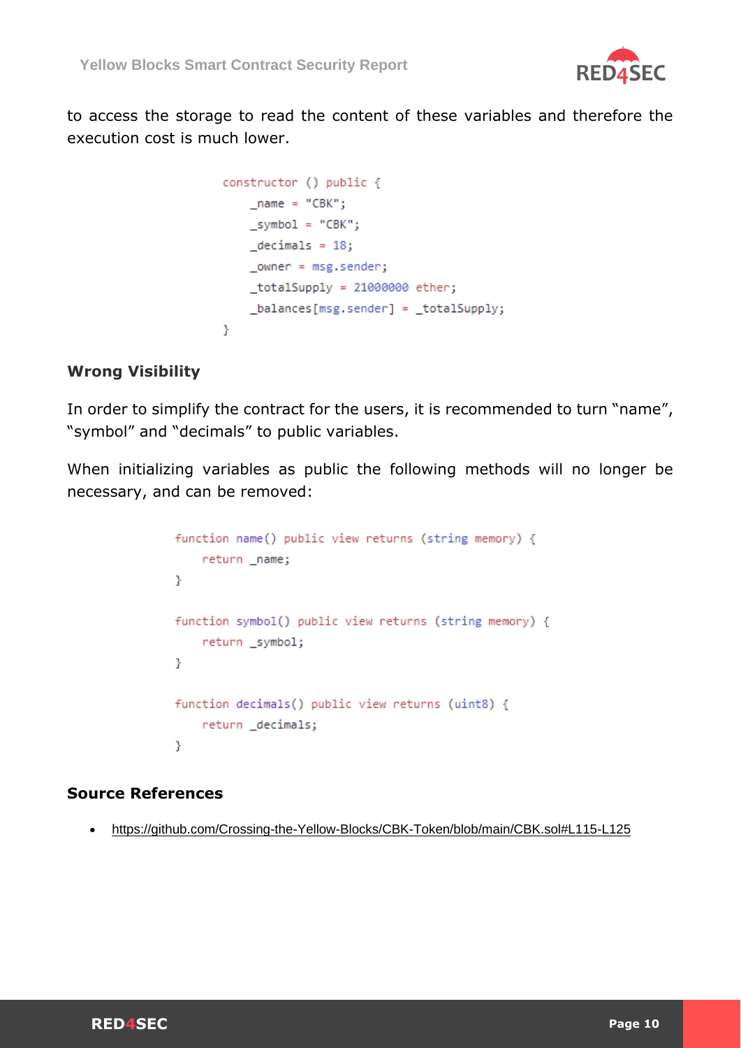to access the storage to read the content of these variables and therefore the execution cost is much lower.

```
constructor () public {
    _name = "CBK";
    _symbol = "CBK";
    _decimals = 18;
    _owner = msg.sender;
    _totalSupply = 21000000 ether;
    _balances[msg.sender] = _totalSupply;
}
```

#### Wrong Visibility

In order to simplify the contract for the users, it is recommended to turn "name", "symbol" and "decimals" to public variables.

When initializing variables as public the following methods will no longer be necessary, and can be removed:

```
function name() public view returns (string memory) {
    return _name;
}

function symbol() public view returns (string memory) {
    return _symbol;
}

function decimals() public view returns (uint8) {
    return _decimals;
}
```

#### Source References

- https://github.com/Crossing-the-Yellow-Blocks/CBK-Token/blob/main/CBK.sol#L115-L125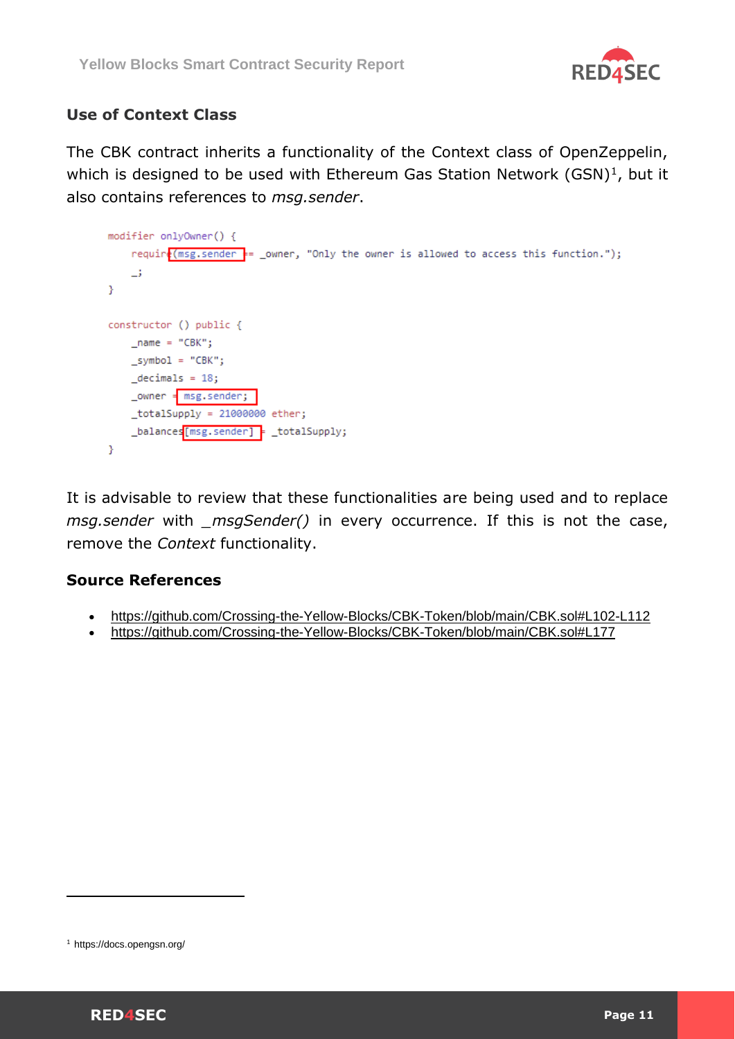### Use of Context Class

The CBK contract inherits a functionality of the Context class of OpenZeppelin, which is designed to be used with Ethereum Gas Station Network (GSN)[1], but it also contains references to *msg.sender*.

```
modifier onlyOwner() {
    require(msg.sender == _owner, "Only the owner is allowed to access this function.");
    _;
}

constructor () public {
    _name = "CBK";
    _symbol = "CBK";
    _decimals = 18;
    _owner = msg.sender;
    _totalSupply = 21000000 ether;
    _balances[msg.sender] = _totalSupply;
}
```

It is advisable to review that these functionalities are being used and to replace *msg.sender* with *_msgSender()* in every occurrence. If this is not the case, remove the *Context* functionality.

### Source References

- https://github.com/Crossing-the-Yellow-Blocks/CBK-Token/blob/main/CBK.sol#L102-L112
- https://github.com/Crossing-the-Yellow-Blocks/CBK-Token/blob/main/CBK.sol#L177

[1] https://docs.opengsn.org/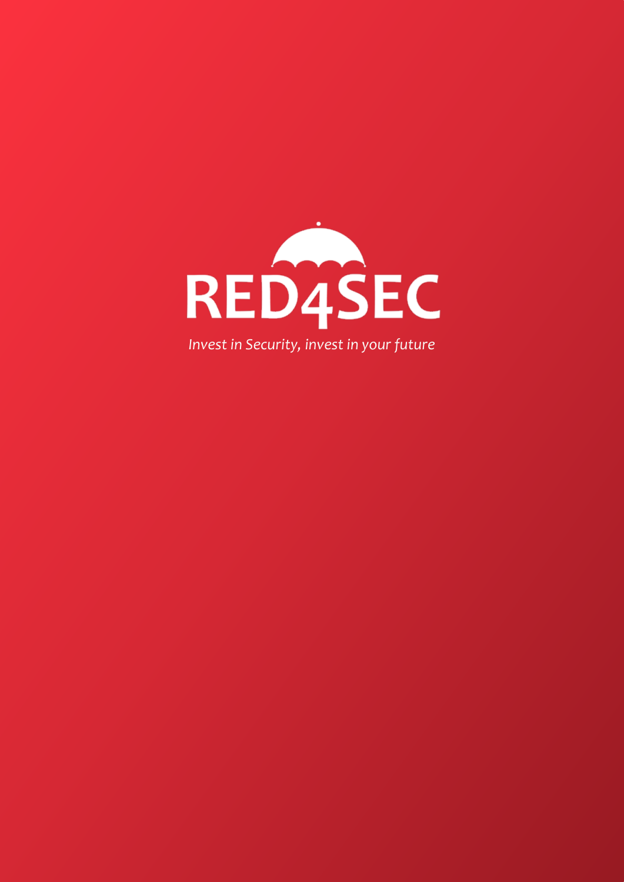RED4SEC

*Invest in Security, invest in your future*